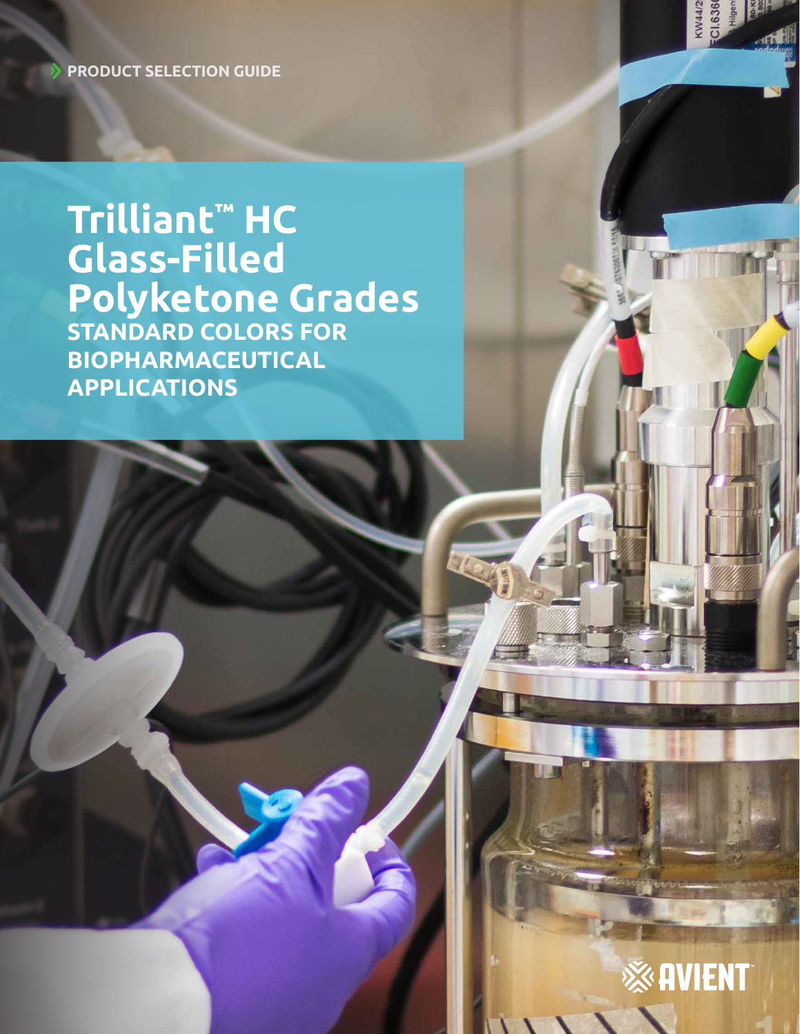PRODUCT SELECTION GUIDE

# Trilliant™ HC Glass-Filled Polyketone Grades

## STANDARD COLORS FOR BIOPHARMACEUTICAL APPLICATIONS

AVIENT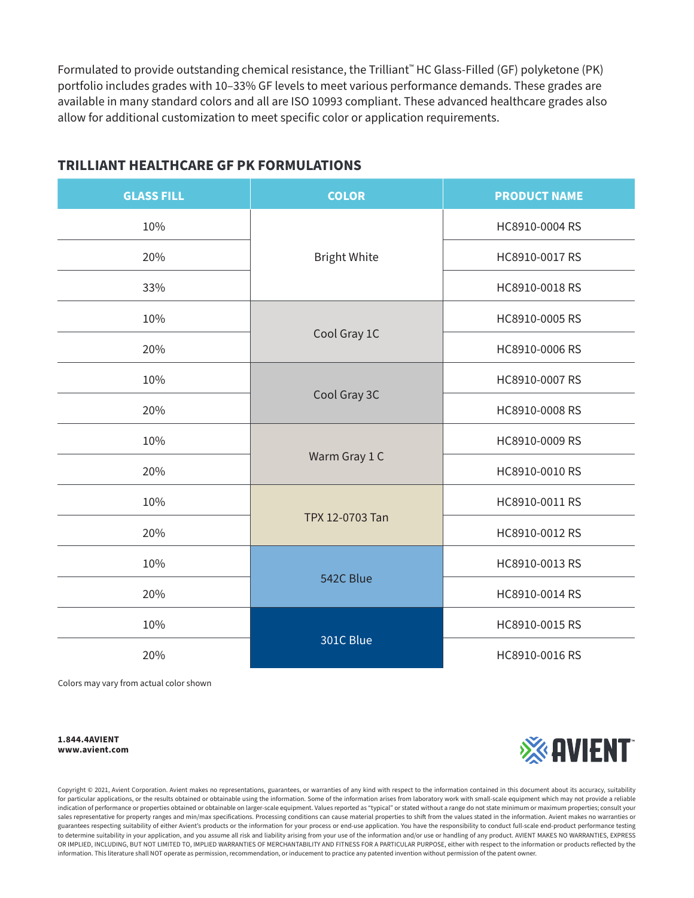Formulated to provide outstanding chemical resistance, the Trilliant™ HC Glass-Filled (GF) polyketone (PK) portfolio includes grades with 10–33% GF levels to meet various performance demands. These grades are available in many standard colors and all are ISO 10993 compliant. These advanced healthcare grades also allow for additional customization to meet specific color or application requirements.

## TRILLIANT HEALTHCARE GF PK FORMULATIONS

| GLASS FILL | COLOR | PRODUCT NAME |
|---|---|---|
| 10% | Bright White | HC8910-0004 RS |
| 20% | | HC8910-0017 RS |
| 33% | | HC8910-0018 RS |
| 10% | Cool Gray 1C | HC8910-0005 RS |
| 20% | | HC8910-0006 RS |
| 10% | Cool Gray 3C | HC8910-0007 RS |
| 20% | | HC8910-0008 RS |
| 10% | Warm Gray 1 C | HC8910-0009 RS |
| 20% | | HC8910-0010 RS |
| 10% | TPX 12-0703 Tan | HC8910-0011 RS |
| 20% | | HC8910-0012 RS |
| 10% | 542C Blue | HC8910-0013 RS |
| 20% | | HC8910-0014 RS |
| 10% | 301C Blue | HC8910-0015 RS |
| 20% | | HC8910-0016 RS |

Colors may vary from actual color shown

**1.844.4AVIENT**
**www.avient.com**

Copyright © 2021, Avient Corporation. Avient makes no representations, guarantees, or warranties of any kind with respect to the information contained in this document about its accuracy, suitability for particular applications, or the results obtained or obtainable using the information. Some of the information arises from laboratory work with small-scale equipment which may not provide a reliable indication of performance or properties obtained or obtainable on larger-scale equipment. Values reported as "typical" or stated without a range do not state minimum or maximum properties; consult your sales representative for property ranges and min/max specifications. Processing conditions can cause material properties to shift from the values stated in the information. Avient makes no warranties or guarantees respecting suitability of either Avient's products or the information for your process or end-use application. You have the responsibility to conduct full-scale end-product performance testing to determine suitability in your application, and you assume all risk and liability arising from your use of the information and/or use or handling of any product. AVIENT MAKES NO WARRANTIES, EXPRESS OR IMPLIED, INCLUDING, BUT NOT LIMITED TO, IMPLIED WARRANTIES OF MERCHANTABILITY AND FITNESS FOR A PARTICULAR PURPOSE, either with respect to the information or products reflected by the information. This literature shall NOT operate as permission, recommendation, or inducement to practice any patented invention without permission of the patent owner.